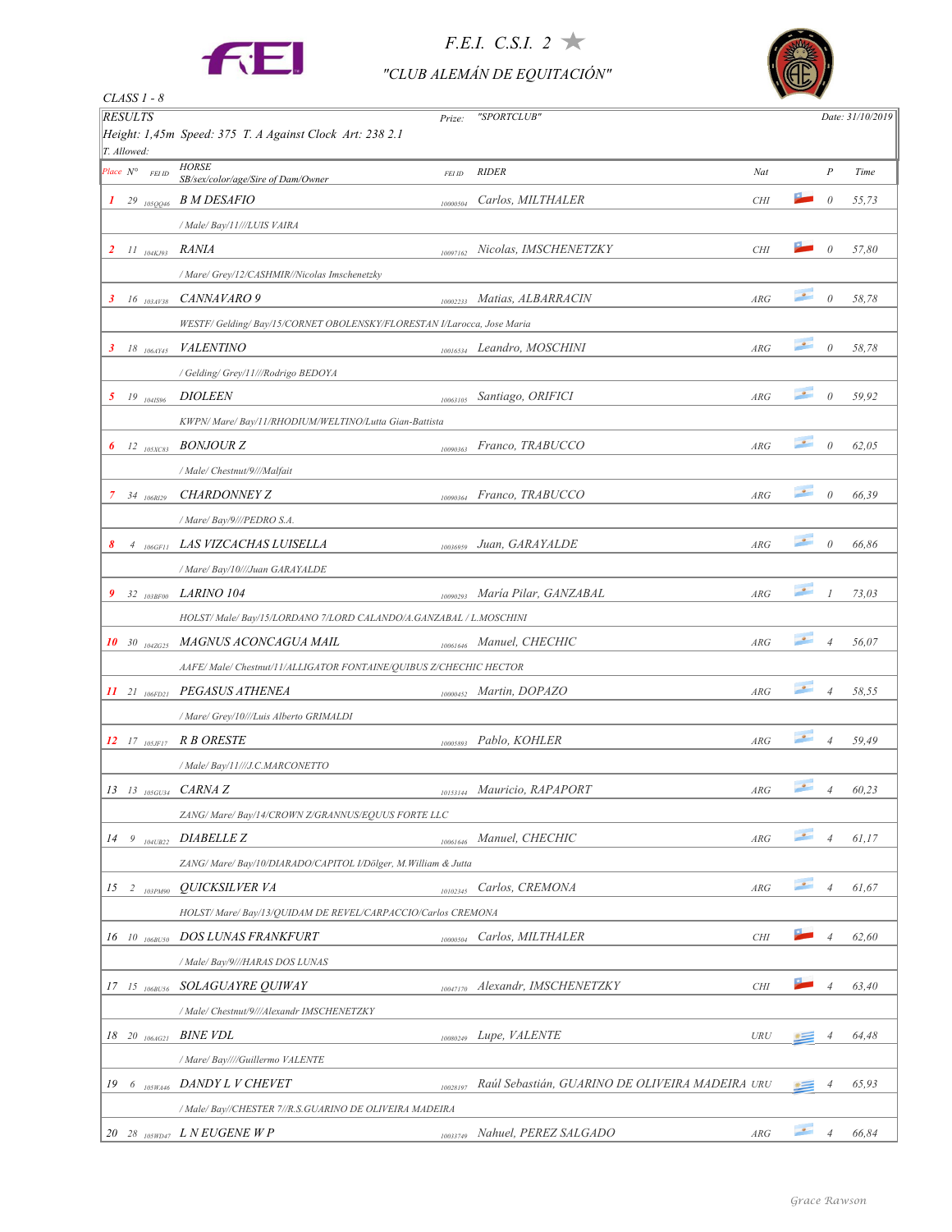# F.E.I. C.S.I. 2 ★

## "CLUB ALEMÁN DE EQUITACIÓN"

CLASS 1 - 8

RESULTS | Prize: "SPORTCLUB" | Date: 31/10/2019

Height: 1,45m Speed: 375 T. A Against Clock Art: 238 2.1

T. Allowed:

| Place | Nº | FEI ID | HORSE SB/sex/color/age/Sire of Dam/Owner | FEI ID | RIDER | Nat | P | Time |
|---|---|---|---|---|---|---|---|---|
| 1 | 29 | 105QQ46 | B M DESAFIO | 10000504 | Carlos, MILTHALER | CHI | 0 | 55,73 |
| | | | / Male/ Bay/11///LUIS VAIRA | | | | | |
| 2 | 11 | 104KJ93 | RANIA | 10097162 | Nicolas, IMSCHENETZKY | CHI | 0 | 57,80 |
| | | | / Mare/ Grey/12/CASHMIR//Nicolas Imschenetzky | | | | | |
| 3 | 16 | 103AV38 | CANNAVARO 9 | 10002233 | Matias, ALBARRACIN | ARG | 0 | 58,78 |
| | | | WESTF/ Gelding/ Bay/15/CORNET OBOLENSKY/FLORESTAN I/Larocca, Jose Maria | | | | | |
| 3 | 18 | 106AY45 | VALENTINO | 10016534 | Leandro, MOSCHINI | ARG | 0 | 58,78 |
| | | | / Gelding/ Grey/11///Rodrigo BEDOYA | | | | | |
| 5 | 19 | 104IS96 | DIOLEEN | 10063105 | Santiago, ORIFICI | ARG | 0 | 59,92 |
| | | | KWPN/ Mare/ Bay/11/RHODIUM/WELTINO/Lutta Gian-Battista | | | | | |
| 6 | 12 | 105XC83 | BONJOUR Z | 10090363 | Franco, TRABUCCO | ARG | 0 | 62,05 |
| | | | / Male/ Chestnut/9///Malfait | | | | | |
| 7 | 34 | 106BI29 | CHARDONNEY Z | 10090364 | Franco, TRABUCCO | ARG | 0 | 66,39 |
| | | | / Mare/ Bay/9///PEDRO S.A. | | | | | |
| 8 | 4 | 106GF11 | LAS VIZCACHAS LUISELLA | 10036959 | Juan, GARAYALDE | ARG | 0 | 66,86 |
| | | | / Mare/ Bay/10///Juan GARAYALDE | | | | | |
| 9 | 32 | 103BF00 | LARINO 104 | 10090293 | María Pilar, GANZABAL | ARG | 1 | 73,03 |
| | | | HOLST/ Male/ Bay/15/LORDANO 7/LORD CALANDO/A.GANZABAL / L.MOSCHINI | | | | | |
| 10 | 30 | 104ZG25 | MAGNUS ACONCAGUA MAIL | 10061646 | Manuel, CHECHIC | ARG | 4 | 56,07 |
| | | | AAFE/ Male/ Chestnut/11/ALLIGATOR FONTAINE/QUIBUS Z/CHECHIC HECTOR | | | | | |
| 11 | 21 | 106FD21 | PEGASUS ATHENEA | 10000452 | Martin, DOPAZO | ARG | 4 | 58,55 |
| | | | / Mare/ Grey/10///Luis Alberto GRIMALDI | | | | | |
| 12 | 17 | 105JF17 | R B ORESTE | 10005893 | Pablo, KOHLER | ARG | 4 | 59,49 |
| | | | / Male/ Bay/11///J.C.MARCONETTO | | | | | |
| 13 | 13 | 105GU34 | CARNA Z | 10153144 | Mauricio, RAPAPORT | ARG | 4 | 60,23 |
| | | | ZANG/ Mare/ Bay/14/CROWN Z/GRANNUS/EQUUS FORTE LLC | | | | | |
| 14 | 9 | 104UB22 | DIABELLE Z | 10061646 | Manuel, CHECHIC | ARG | 4 | 61,17 |
| | | | ZANG/ Mare/ Bay/10/DIARADO/CAPITOL I/Dölger, M.William & Jutta | | | | | |
| 15 | 2 | 103PM90 | QUICKSILVER VA | 10102345 | Carlos, CREMONA | ARG | 4 | 61,67 |
| | | | HOLST/ Mare/ Bay/13/QUIDAM DE REVEL/CARPACCIO/Carlos CREMONA | | | | | |
| 16 | 10 | 106BU50 | DOS LUNAS FRANKFURT | 10000504 | Carlos, MILTHALER | CHI | 4 | 62,60 |
| | | | / Male/ Bay/9///HARAS DOS LUNAS | | | | | |
| 17 | 15 | 106BU56 | SOLAGUAYRE QUIWAY | 10047170 | Alexandr, IMSCHENETZKY | CHI | 4 | 63,40 |
| | | | / Male/ Chestnut/9///Alexandr IMSCHENETZKY | | | | | |
| 18 | 20 | 106AG21 | BINE VDL | 10080249 | Lupe, VALENTE | URU | 4 | 64,48 |
| | | | / Mare/ Bay////Guillermo VALENTE | | | | | |
| 19 | 6 | 105WA46 | DANDY L V CHEVET | 10028197 | Raúl Sebastián, GUARINO DE OLIVEIRA MADEIRA | URU | 4 | 65,93 |
| | | | / Male/ Bay//CHESTER 7//R.S.GUARINO DE OLIVEIRA MADEIRA | | | | | |
| 20 | 28 | 105WD47 | L N EUGENE W P | 10033749 | Nahuel, PEREZ SALGADO | ARG | 4 | 66,84 |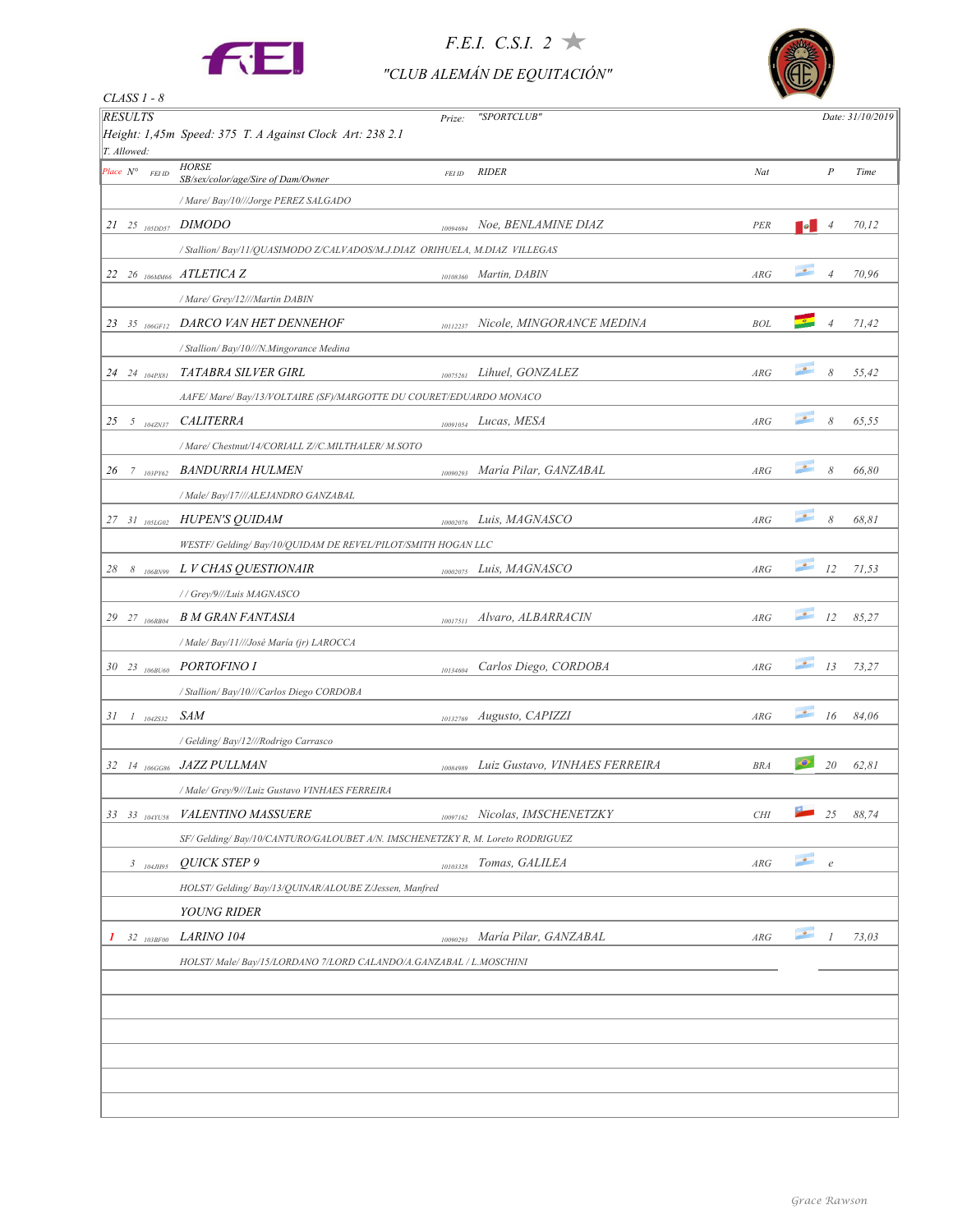# F.E.I. C.S.I. 2 ★

## "CLUB ALEMÁN DE EQUITACIÓN"

CLASS 1 - 8

RESULTS — Prize: "SPORTCLUB" — Date: 31/10/2019

Height: 1,45m Speed: 375 T. A Against Clock Art: 238 2.1

T. Allowed:

| Place | Nº | FEI ID | HORSE SB/sex/color/age/Sire of Dam/Owner | FEI ID | RIDER | Nat | P | Time |
|---|---|---|---|---|---|---|---|---|
| | | | / Mare/ Bay/10///Jorge PEREZ SALGADO | | | | | |
| 21 | 25 | 105DD57 | DIMODO | 10094694 | Noe, BENLAMINE DIAZ | PER | 4 | 70,12 |
| | | | / Stallion/ Bay/11/QUASIMODO Z/CALVADOS/M.J.DIAZ ORIHUELA, M.DIAZ VILLEGAS | | | | | |
| 22 | 26 | 106MM66 | ATLETICA Z | 10108360 | Martin, DABIN | ARG | 4 | 70,96 |
| | | | / Mare/ Grey/12///Martin DABIN | | | | | |
| 23 | 35 | 106GF12 | DARCO VAN HET DENNEHOF | 10112237 | Nicole, MINGORANCE MEDINA | BOL | 4 | 71,42 |
| | | | / Stallion/ Bay/10///N.Mingorance Medina | | | | | |
| 24 | 24 | 104PX81 | TATABRA SILVER GIRL | 10075261 | Lihuel, GONZALEZ | ARG | 8 | 55,42 |
| | | | AAFE/ Mare/ Bay/13/VOLTAIRE (SF)/MARGOTTE DU COURET/EDUARDO MONACO | | | | | |
| 25 | 5 | 104ZN37 | CALITERRA | 10091034 | Lucas, MESA | ARG | 8 | 65,55 |
| | | | / Mare/ Chestnut/14/CORIALL Z//C.MILTHALER/ M.SOTO | | | | | |
| 26 | 7 | 103PY62 | BANDURRIA HULMEN | 10090293 | María Pilar, GANZABAL | ARG | 8 | 66,80 |
| | | | / Male/ Bay/17///ALEJANDRO GANZABAL | | | | | |
| 27 | 31 | 105LG02 | HUPEN'S QUIDAM | 10002076 | Luis, MAGNASCO | ARG | 8 | 68,81 |
| | | | WESTF/ Gelding/ Bay/10/QUIDAM DE REVEL/PILOT/SMITH HOGAN LLC | | | | | |
| 28 | 8 | 106BN99 | L V CHAS QUESTIONAIR | 10002075 | Luis, MAGNASCO | ARG | 12 | 71,53 |
| | | | / / Grey/9///Luis MAGNASCO | | | | | |
| 29 | 27 | 106RB04 | B M GRAN FANTASIA | 10017511 | Alvaro, ALBARRACIN | ARG | 12 | 85,27 |
| | | | / Male/ Bay/11///José María (jr) LAROCCA | | | | | |
| 30 | 23 | 106BU60 | PORTOFINO I | 10134604 | Carlos Diego, CORDOBA | ARG | 13 | 73,27 |
| | | | / Stallion/ Bay/10///Carlos Diego CORDOBA | | | | | |
| 31 | 1 | 104ZS32 | SAM | 10132769 | Augusto, CAPIZZI | ARG | 16 | 84,06 |
| | | | / Gelding/ Bay/12///Rodrigo Carrasco | | | | | |
| 32 | 14 | 106GG86 | JAZZ PULLMAN | 10084989 | Luiz Gustavo, VINHAES FERREIRA | BRA | 20 | 62,81 |
| | | | / Male/ Grey/9///Luiz Gustavo VINHAES FERREIRA | | | | | |
| 33 | 33 | 104YU58 | VALENTINO MASSUERE | 10097162 | Nicolas, IMSCHENETZKY | CHI | 25 | 88,74 |
| | | | SF/ Gelding/ Bay/10/CANTURO/GALOUBET A/N. IMSCHENETZKY R, M. Loreto RODRIGUEZ | | | | | |
| | 3 | 104JH95 | QUICK STEP 9 | 10103328 | Tomas, GALILEA | ARG | e | |
| | | | HOLST/ Gelding/ Bay/13/QUINAR/ALOUBE Z/Jessen, Manfred | | | | | |
| | | | YOUNG RIDER | | | | | |
| 1 | 32 | 103BF00 | LARINO 104 | 10090293 | María Pilar, GANZABAL | ARG | 1 | 73,03 |
| | | | HOLST/ Male/ Bay/15/LORDANO 7/LORD CALANDO/A.GANZABAL / L.MOSCHINI | | | | | |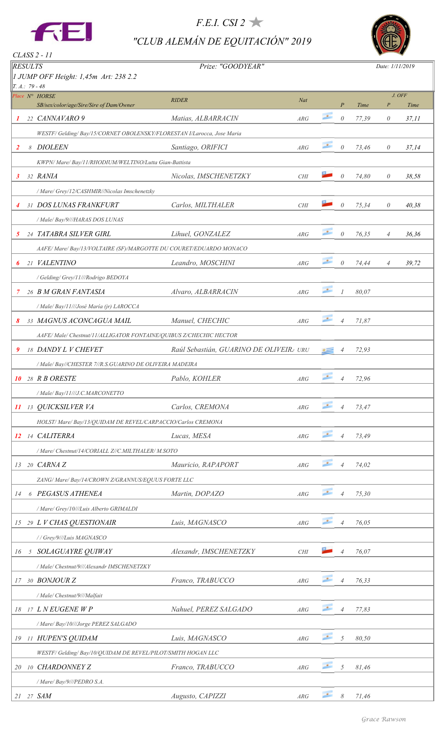# F.E.I. CSI 2 ★

# "CLUB ALEMÁN DE EQUITACIÓN" 2019

CLASS 2 - 11

**RESULTS** — Prize: "GOODYEAR" — Date: 1/11/2019

1 JUMP OFF Height: 1,45m Art: 238 2.2

T. A.: 79 - 48

| Place | Nº | HORSE<br>SB/sex/color/age/Sire/Sire of Dam/Owner | RIDER | Nat | P | Time | J. OFF P | J. OFF Time |
|---|---|---|---|---|---|---|---|---|
| 1 | 22 | CANNAVARO 9<br>WESTF/ Gelding/ Bay/15/CORNET OBOLENSKY/FLORESTAN I/Larocca, Jose Maria | Matias, ALBARRACIN | ARG | 0 | 77,39 | 0 | 37,11 |
| 2 | 8 | DIOLEEN<br>KWPN/ Mare/ Bay/11/RHODIUM/WELTINO/Lutta Gian-Battista | Santiago, ORIFICI | ARG | 0 | 73,46 | 0 | 37,14 |
| 3 | 32 | RANIA<br>/ Mare/ Grey/12/CASHMIR//Nicolas Imschenetzky | Nicolas, IMSCHENETZKY | CHI | 0 | 74,80 | 0 | 38,58 |
| 4 | 31 | DOS LUNAS FRANKFURT<br>/ Male/ Bay/9///HARAS DOS LUNAS | Carlos, MILTHALER | CHI | 0 | 75,34 | 0 | 40,38 |
| 5 | 24 | TATABRA SILVER GIRL<br>AAFE/ Mare/ Bay/13/VOLTAIRE (SF)/MARGOTTE DU COURET/EDUARDO MONACO | Lihuel, GONZALEZ | ARG | 0 | 76,35 | 4 | 36,36 |
| 6 | 21 | VALENTINO<br>/ Gelding/ Grey/11///Rodrigo BEDOYA | Leandro, MOSCHINI | ARG | 0 | 74,44 | 4 | 39,72 |
| 7 | 26 | B M GRAN FANTASIA<br>/ Male/ Bay/11///José María (jr) LAROCCA | Alvaro, ALBARRACIN | ARG | 1 | 80,07 | | |
| 8 | 33 | MAGNUS ACONCAGUA MAIL<br>AAFE/ Male/ Chestnut/11/ALLIGATOR FONTAINE/QUIBUS Z/CHECHIC HECTOR | Manuel, CHECHIC | ARG | 4 | 71,87 | | |
| 9 | 18 | DANDY L V CHEVET<br>/ Male/ Bay//CHESTER 7//R.S.GUARINO DE OLIVEIRA MADEIRA | Raúl Sebastián, GUARINO DE OLIVEIRA | URU | 4 | 72,93 | | |
| 10 | 28 | R B ORESTE<br>/ Male/ Bay/11///J.C.MARCONETTO | Pablo, KOHLER | ARG | 4 | 72,96 | | |
| 11 | 13 | QUICKSILVER VA<br>HOLST/ Mare/ Bay/13/QUIDAM DE REVEL/CARPACCIO/Carlos CREMONA | Carlos, CREMONA | ARG | 4 | 73,47 | | |
| 12 | 14 | CALITERRA<br>/ Mare/ Chestnut/14/CORIALL Z//C.MILTHALER/ M.SOTO | Lucas, MESA | ARG | 4 | 73,49 | | |
| 13 | 20 | CARNA Z<br>ZANG/ Mare/ Bay/14/CROWN Z/GRANNUS/EQUUS FORTE LLC | Mauricio, RAPAPORT | ARG | 4 | 74,02 | | |
| 14 | 6 | PEGASUS ATHENEA<br>/ Mare/ Grey/10///Luis Alberto GRIMALDI | Martin, DOPAZO | ARG | 4 | 75,30 | | |
| 15 | 29 | L V CHAS QUESTIONAIR<br>/ / Grey/9///Luis MAGNASCO | Luis, MAGNASCO | ARG | 4 | 76,05 | | |
| 16 | 5 | SOLAGUAYRE QUIWAY<br>/ Male/ Chestnut/9///Alexandr IMSCHENETZKY | Alexandr, IMSCHENETZKY | CHI | 4 | 76,07 | | |
| 17 | 30 | BONJOUR Z<br>/ Male/ Chestnut/9///Malfait | Franco, TRABUCCO | ARG | 4 | 76,33 | | |
| 18 | 17 | L N EUGENE W P<br>/ Mare/ Bay/10///Jorge PEREZ SALGADO | Nahuel, PEREZ SALGADO | ARG | 4 | 77,83 | | |
| 19 | 11 | HUPEN'S QUIDAM<br>WESTF/ Gelding/ Bay/10/QUIDAM DE REVEL/PILOT/SMITH HOGAN LLC | Luis, MAGNASCO | ARG | 5 | 80,50 | | |
| 20 | 10 | CHARDONNEY Z<br>/ Mare/ Bay/9///PEDRO S.A. | Franco, TRABUCCO | ARG | 5 | 81,46 | | |
| 21 | 27 | SAM | Augusto, CAPIZZI | ARG | 8 | 71,46 | | |

Grace Rawson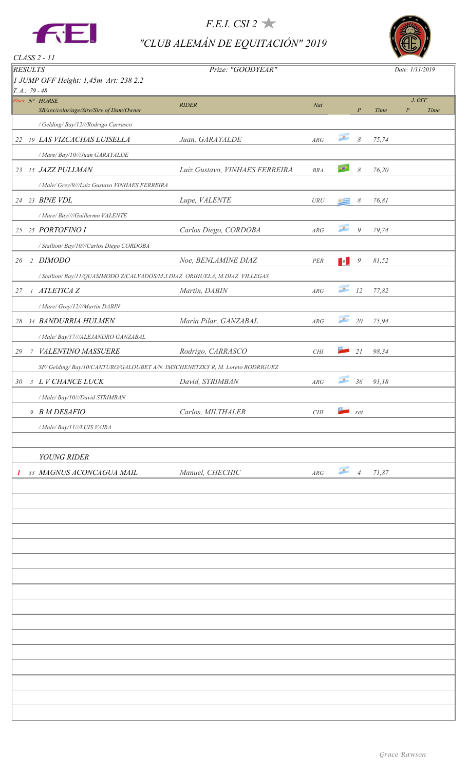# F.E.I. CSI 2 ★

## "CLUB ALEMÁN DE EQUITACIÓN" 2019

CLASS 2 - 11

**RESULTS** — Prize: "GOODYEAR" — Date: 1/11/2019

1 JUMP OFF Height: 1,45m Art: 238 2.2

T. A.: 79 - 48

| Place | Nº | HORSE<br>SB/sex/color/age/Sire/Sire of Dam/Owner | RIDER | Nat | P | Time | J. OFF P | J. OFF Time |
|---|---|---|---|---|---|---|---|---|
| | | / Gelding/ Bay/12///Rodrigo Carrasco | | | | | | |
| 22 | 19 | LAS VIZCACHAS LUISELLA | Juan, GARAYALDE | ARG | 8 | 75,74 | | |
| | | / Mare/ Bay/10///Juan GARAYALDE | | | | | | |
| 23 | 15 | JAZZ PULLMAN | Luiz Gustavo, VINHAES FERREIRA | BRA | 8 | 76,20 | | |
| | | / Male/ Grey/9///Luiz Gustavo VINHAES FERREIRA | | | | | | |
| 24 | 23 | BINE VDL | Lupe, VALENTE | URU | 8 | 76,81 | | |
| | | / Mare/ Bay////Guillermo VALENTE | | | | | | |
| 25 | 25 | PORTOFINO I | Carlos Diego, CORDOBA | ARG | 9 | 79,74 | | |
| | | / Stallion/ Bay/10///Carlos Diego CORDOBA | | | | | | |
| 26 | 2 | DIMODO | Noe, BENLAMINE DIAZ | PER | 9 | 81,52 | | |
| | | / Stallion/ Bay/11/QUASIMODO Z/CALVADOS/M.J.DIAZ ORIHUELA, M.DIAZ VILLEGAS | | | | | | |
| 27 | 1 | ATLETICA Z | Martin, DABIN | ARG | 12 | 77,82 | | |
| | | / Mare/ Grey/12///Martin DABIN | | | | | | |
| 28 | 34 | BANDURRIA HULMEN | María Pilar, GANZABAL | ARG | 20 | 75,94 | | |
| | | / Male/ Bay/17///ALEJANDRO GANZABAL | | | | | | |
| 29 | 7 | VALENTINO MASSUERE | Rodrigo, CARRASCO | CHI | 21 | 98,34 | | |
| | | SF/ Gelding/ Bay/10/CANTURO/GALOUBET A/N. IMSCHENETZKY R, M. Loreto RODRIGUEZ | | | | | | |
| 30 | 3 | L V CHANCE LUCK | David, STRIMBAN | ARG | 36 | 91,18 | | |
| | | / Male/ Bay/10///David STRIMBAN | | | | | | |
| | 9 | B M DESAFIO | Carlos, MILTHALER | CHI | ret | | | |
| | | / Male/ Bay/11///LUIS VAIRA | | | | | | |

**YOUNG RIDER**

| Place | Nº | HORSE | RIDER | Nat | P | Time | J. OFF P | J. OFF Time |
|---|---|---|---|---|---|---|---|---|
| 1 | 33 | MAGNUS ACONCAGUA MAIL | Manuel, CHECHIC | ARG | 4 | 71,87 | | |

Grace Rawson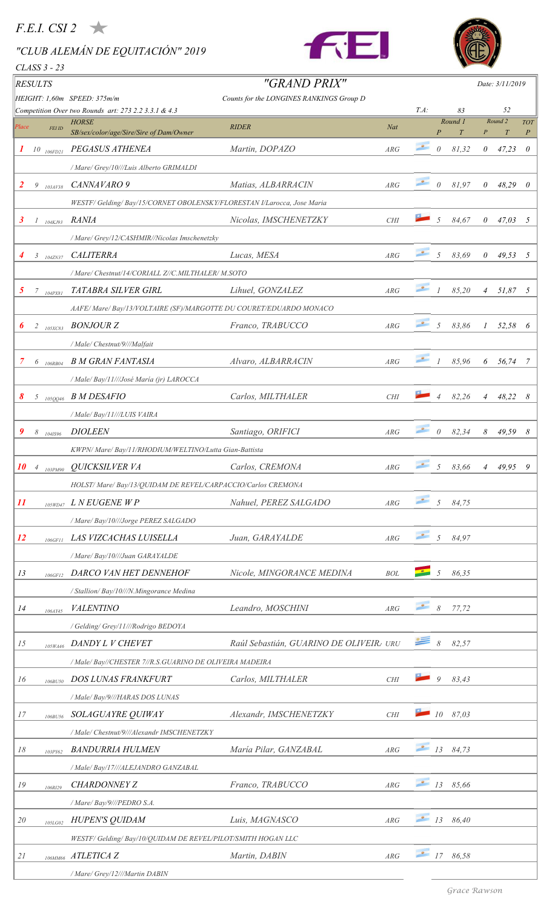# F.E.I. CSI 2 ★

## "CLUB ALEMÁN DE EQUITACIÓN" 2019

*CLASS 3 - 23*

**RESULTS** — **"GRAND PRIX"** — Date: 3/11/2019

HEIGHT: 1,60m SPEED: 375m/m — Counts for the LONGINES RANKINGS Group D

Competition Over two Rounds art: 273 2.2 3.3.1 & 4.3

T.A.: Round 1: 83 — Round 2: 52

| Place | FEI ID | HORSE SB/sex/color/age/Sire/Sire of Dam/Owner | RIDER | Nat | Round 1 P | Round 1 T | Round 2 P | Round 2 T | TOT P |
|---|---|---|---|---|---|---|---|---|---|
| 1 | 10 106FD21 | PEGASUS ATHENEA<br>/ Mare/ Grey/10///Luis Alberto GRIMALDI | Martin, DOPAZO | ARG | 0 | 81,32 | 0 | 47,23 | 0 |
| 2 | 9 103AV38 | CANNAVARO 9<br>WESTF/ Gelding/ Bay/15/CORNET OBOLENSKY/FLORESTAN I/Larocca, Jose Maria | Matias, ALBARRACIN | ARG | 0 | 81,97 | 0 | 48,29 | 0 |
| 3 | 1 104KJ93 | RANIA<br>/ Mare/ Grey/12/CASHMIR//Nicolas Imschenetzky | Nicolas, IMSCHENETZKY | CHI | 5 | 84,67 | 0 | 47,03 | 5 |
| 4 | 3 104ZN37 | CALITERRA<br>/ Mare/ Chestnut/14/CORIALL Z//C.MILTHALER/ M.SOTO | Lucas, MESA | ARG | 5 | 83,69 | 0 | 49,53 | 5 |
| 5 | 7 104PX81 | TATABRA SILVER GIRL<br>AAFE/ Mare/ Bay/13/VOLTAIRE (SF)/MARGOTTE DU COURET/EDUARDO MONACO | Lihuel, GONZALEZ | ARG | 1 | 85,20 | 4 | 51,87 | 5 |
| 6 | 2 105XC83 | BONJOUR Z<br>/ Male/ Chestnut/9///Malfait | Franco, TRABUCCO | ARG | 5 | 83,86 | 1 | 52,58 | 6 |
| 7 | 6 106RB04 | B M GRAN FANTASIA<br>/ Male/ Bay/11///José María (jr) LAROCCA | Alvaro, ALBARRACIN | ARG | 1 | 85,96 | 6 | 56,74 | 7 |
| 8 | 5 105QQ46 | B M DESAFIO<br>/ Male/ Bay/11///LUIS VAIRA | Carlos, MILTHALER | CHI | 4 | 82,26 | 4 | 48,22 | 8 |
| 9 | 8 104IS96 | DIOLEEN<br>KWPN/ Mare/ Bay/11/RHODIUM/WELTINO/Lutta Gian-Battista | Santiago, ORIFICI | ARG | 0 | 82,34 | 8 | 49,59 | 8 |
| 10 | 4 103PM90 | QUICKSILVER VA<br>HOLST/ Mare/ Bay/13/QUIDAM DE REVEL/CARPACCIO/Carlos CREMONA | Carlos, CREMONA | ARG | 5 | 83,66 | 4 | 49,95 | 9 |
| 11 | 105WD47 | L N EUGENE W P<br>/ Mare/ Bay/10///Jorge PEREZ SALGADO | Nahuel, PEREZ SALGADO | ARG | 5 | 84,75 | | | |
| 12 | 106GF11 | LAS VIZCACHAS LUISELLA<br>/ Mare/ Bay/10///Juan GARAYALDE | Juan, GARAYALDE | ARG | 5 | 84,97 | | | |
| 13 | 106GF12 | DARCO VAN HET DENNEHOF<br>/ Stallion/ Bay/10///N.Mingorance Medina | Nicole, MINGORANCE MEDINA | BOL | 5 | 86,35 | | | |
| 14 | 106AY45 | VALENTINO<br>/ Gelding/ Grey/11///Rodrigo BEDOYA | Leandro, MOSCHINI | ARG | 8 | 77,72 | | | |
| 15 | 105WA46 | DANDY L V CHEVET<br>/ Male/ Bay//CHESTER 7//R.S.GUARINO DE OLIVEIRA MADEIRA | Raúl Sebastián, GUARINO DE OLIVEIR. | URU | 8 | 82,57 | | | |
| 16 | 106BU50 | DOS LUNAS FRANKFURT<br>/ Male/ Bay/9///HARAS DOS LUNAS | Carlos, MILTHALER | CHI | 9 | 83,43 | | | |
| 17 | 106BU56 | SOLAGUAYRE QUIWAY<br>/ Male/ Chestnut/9///Alexandr IMSCHENETZKY | Alexandr, IMSCHENETZKY | CHI | 10 | 87,03 | | | |
| 18 | 103PY62 | BANDURRIA HULMEN<br>/ Male/ Bay/17///ALEJANDRO GANZABAL | María Pilar, GANZABAL | ARG | 13 | 84,73 | | | |
| 19 | 106RI29 | CHARDONNEY Z<br>/ Mare/ Bay/9///PEDRO S.A. | Franco, TRABUCCO | ARG | 13 | 85,66 | | | |
| 20 | 105LG02 | HUPEN'S QUIDAM<br>WESTF/ Gelding/ Bay/10/QUIDAM DE REVEL/PILOT/SMITH HOGAN LLC | Luis, MAGNASCO | ARG | 13 | 86,40 | | | |
| 21 | 106MM66 | ATLETICA Z<br>/ Mare/ Grey/12///Martin DABIN | Martin, DABIN | ARG | 17 | 86,58 | | | |

Grace Rawson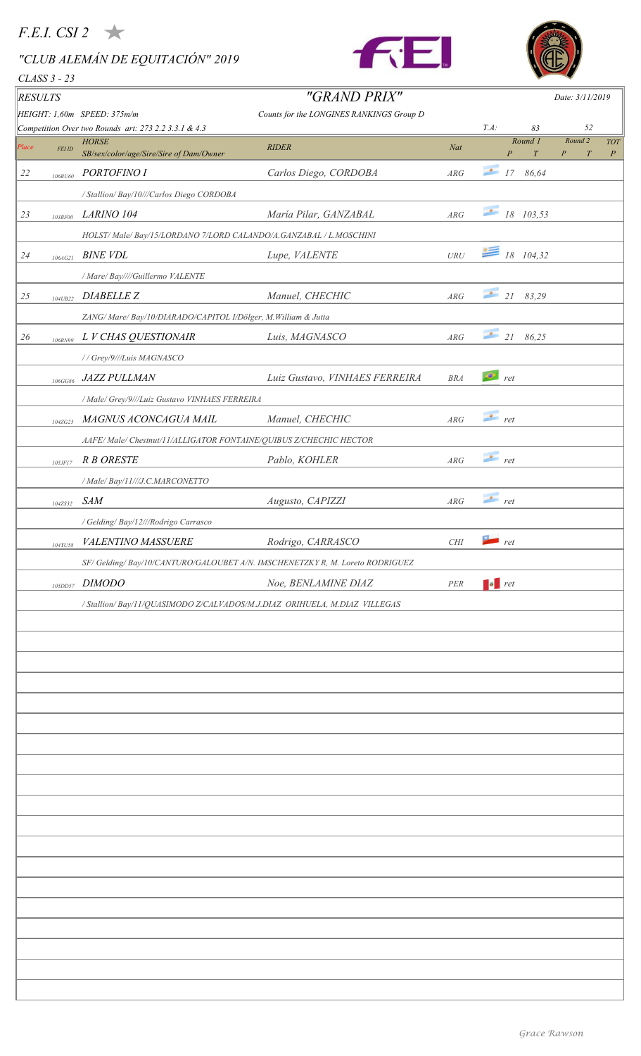*F.E.I. CSI 2 ★*

*"CLUB ALEMÁN DE EQUITACIÓN" 2019*

*CLASS 3 - 23*

| RESULTS | | "GRAND PRIX" | | | | Date: 3/11/2019 | | |
|---|---|---|---|---|---|---|---|---|
| HEIGHT: 1,60m SPEED: 375m/m | | Counts for the LONGINES RANKINGS Group D | | | | | | |
| Competition Over two Rounds art: 273 2.2 3.3.1 & 4.3 | | | | T.A: | 83 | | 52 | |
| | | | | Round 1 | | Round 2 | | TOT |

| Place | FEI ID | HORSE<br>SB/sex/color/age/Sire/Sire of Dam/Owner | RIDER | Nat | P | T | P | T | P |
|---|---|---|---|---|---|---|---|---|---|
| 22 | 106BU60 | PORTOFINO I<br>/ Stallion/ Bay/10///Carlos Diego CORDOBA | Carlos Diego, CORDOBA | ARG | 17 | 86,64 | | | |
| 23 | 103BF00 | LARINO 104<br>HOLST/ Male/ Bay/15/LORDANO 7/LORD CALANDO/A.GANZABAL / L.MOSCHINI | María Pilar, GANZABAL | ARG | 18 | 103,53 | | | |
| 24 | 106AG21 | BINE VDL<br>/ Mare/ Bay////Guillermo VALENTE | Lupe, VALENTE | URU | 18 | 104,32 | | | |
| 25 | 104UB22 | DIABELLE Z<br>ZANG/ Mare/ Bay/10/DIARADO/CAPITOL I/Dölger, M.William & Jutta | Manuel, CHECHIC | ARG | 21 | 83,29 | | | |
| 26 | 106BN99 | L V CHAS QUESTIONAIR<br>/ / Grey/9///Luis MAGNASCO | Luis, MAGNASCO | ARG | 21 | 86,25 | | | |
| | 106GG86 | JAZZ PULLMAN<br>/ Male/ Grey/9///Luiz Gustavo VINHAES FERREIRA | Luiz Gustavo, VINHAES FERREIRA | BRA | ret | | | | |
| | 104ZG25 | MAGNUS ACONCAGUA MAIL<br>AAFE/ Male/ Chestnut/11/ALLIGATOR FONTAINE/QUIBUS Z/CHECHIC HECTOR | Manuel, CHECHIC | ARG | ret | | | | |
| | 105JF17 | R B ORESTE<br>/ Male/ Bay/11///J.C.MARCONETTO | Pablo, KOHLER | ARG | ret | | | | |
| | 104ZS32 | SAM<br>/ Gelding/ Bay/12///Rodrigo Carrasco | Augusto, CAPIZZI | ARG | ret | | | | |
| | 104YU38 | VALENTINO MASSUERE<br>SF/ Gelding/ Bay/10/CANTURO/GALOUBET A/N. IMSCHENETZKY R, M. Loreto RODRIGUEZ | Rodrigo, CARRASCO | CHI | ret | | | | |
| | 105DD57 | DIMODO<br>/ Stallion/ Bay/11/QUASIMODO Z/CALVADOS/M.J.DIAZ ORIHUELA, M.DIAZ VILLEGAS | Noe, BENLAMINE DIAZ | PER | ret | | | | |

Grace Rawson